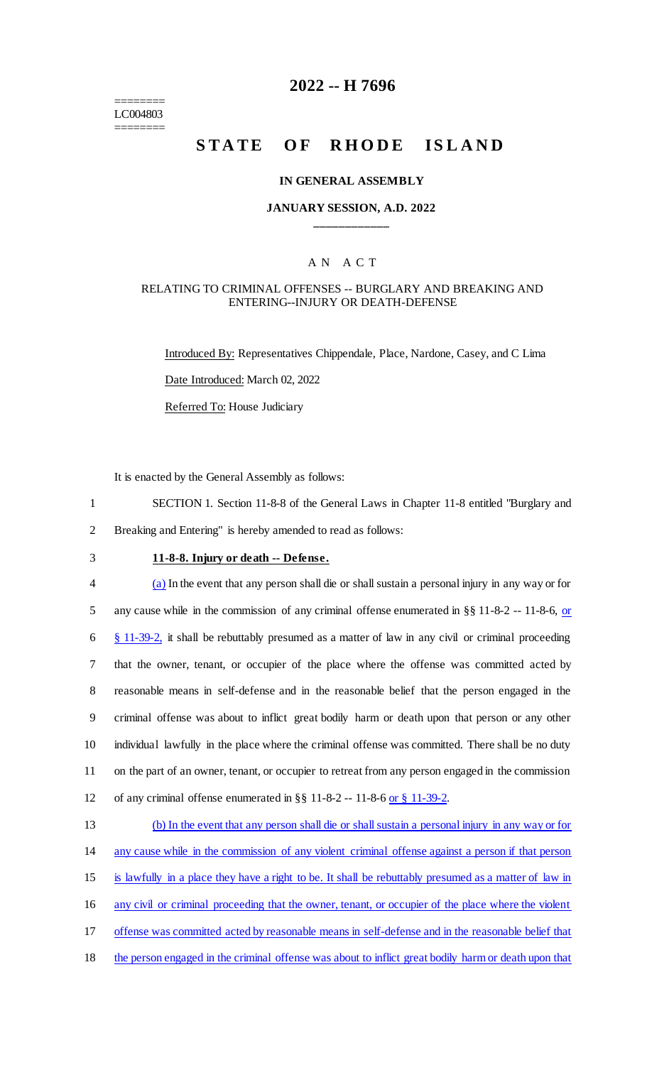========
LC004803
========

# 2022 -- H 7696

## STATE OF RHODE ISLAND

### IN GENERAL ASSEMBLY

### JANUARY SESSION, A.D. 2022

____________

A N A C T

RELATING TO CRIMINAL OFFENSES -- BURGLARY AND BREAKING AND ENTERING--INJURY OR DEATH-DEFENSE

Introduced By: Representatives Chippendale, Place, Nardone, Casey, and C Lima

Date Introduced: March 02, 2022

Referred To: House Judiciary

It is enacted by the General Assembly as follows:

1 SECTION 1. Section 11-8-8 of the General Laws in Chapter 11-8 entitled "Burglary and
2 Breaking and Entering" is hereby amended to read as follows:

3 **11-8-8. Injury or death -- Defense.**

4 (a) In the event that any person shall die or shall sustain a personal injury in any way or for
5 any cause while in the commission of any criminal offense enumerated in §§ 11-8-2 -- 11-8-6, or
6 § 11-39-2, it shall be rebuttably presumed as a matter of law in any civil or criminal proceeding
7 that the owner, tenant, or occupier of the place where the offense was committed acted by
8 reasonable means in self-defense and in the reasonable belief that the person engaged in the
9 criminal offense was about to inflict great bodily harm or death upon that person or any other
10 individual lawfully in the place where the criminal offense was committed. There shall be no duty
11 on the part of an owner, tenant, or occupier to retreat from any person engaged in the commission
12 of any criminal offense enumerated in §§ 11-8-2 -- 11-8-6 or § 11-39-2.

13 (b) In the event that any person shall die or shall sustain a personal injury in any way or for
14 any cause while in the commission of any violent criminal offense against a person if that person
15 is lawfully in a place they have a right to be. It shall be rebuttably presumed as a matter of law in
16 any civil or criminal proceeding that the owner, tenant, or occupier of the place where the violent
17 offense was committed acted by reasonable means in self-defense and in the reasonable belief that
18 the person engaged in the criminal offense was about to inflict great bodily harm or death upon that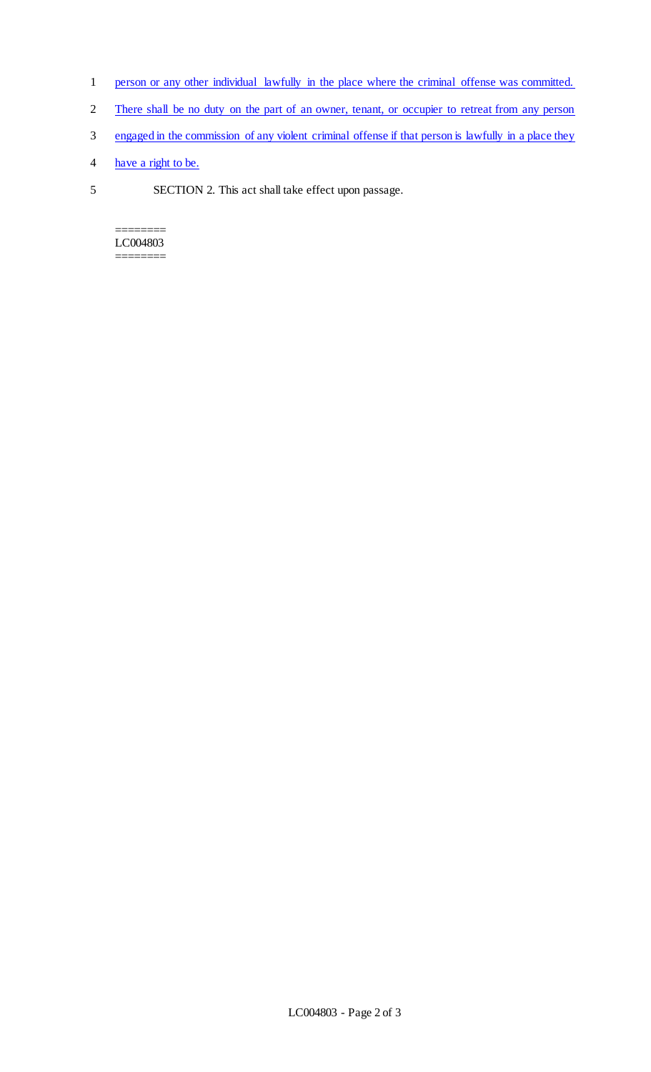person or any other individual lawfully in the place where the criminal offense was committed. There shall be no duty on the part of an owner, tenant, or occupier to retreat from any person engaged in the commission of any violent criminal offense if that person is lawfully in a place they have a right to be.

SECTION 2. This act shall take effect upon passage.

========
LC004803
========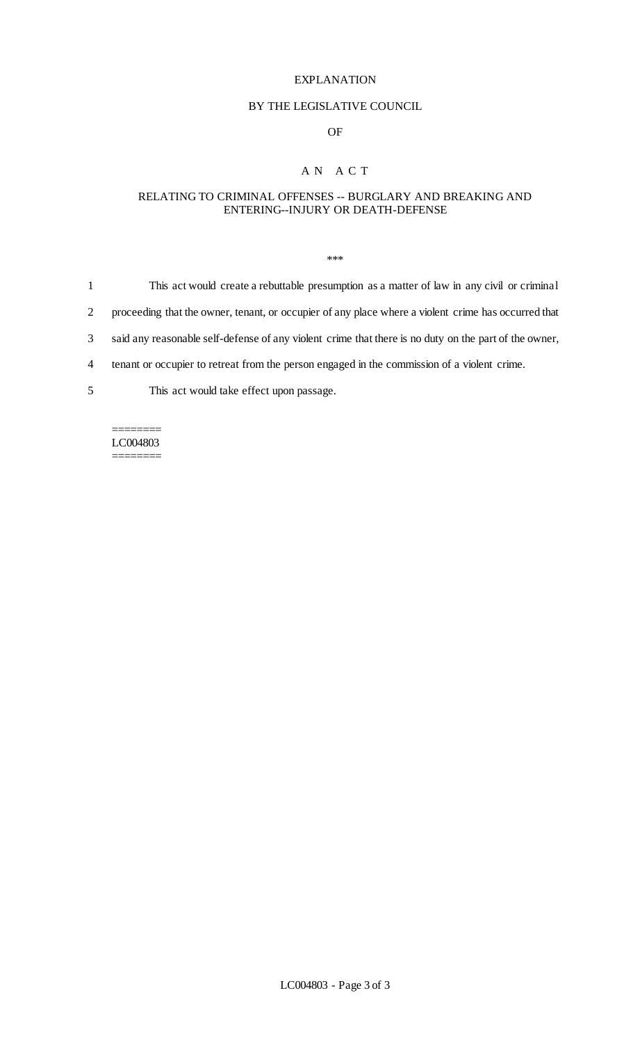EXPLANATION

BY THE LEGISLATIVE COUNCIL

OF

A N A C T

RELATING TO CRIMINAL OFFENSES -- BURGLARY AND BREAKING AND ENTERING--INJURY OR DEATH-DEFENSE

\*\*\*

This act would create a rebuttable presumption as a matter of law in any civil or criminal proceeding that the owner, tenant, or occupier of any place where a violent crime has occurred that said any reasonable self-defense of any violent crime that there is no duty on the part of the owner, tenant or occupier to retreat from the person engaged in the commission of a violent crime.

This act would take effect upon passage.

========
LC004803
========